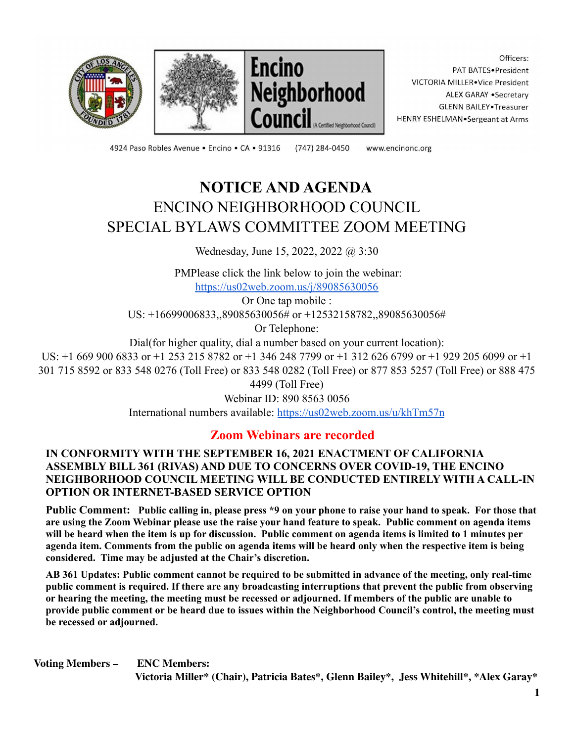Officers:
PAT BATES•President
VICTORIA MILLER•Vice President
ALEX GARAY •Secretary
GLENN BAILEY•Treasurer
HENRY ESHELMAN•Sergeant at Arms

4924 Paso Robles Avenue • Encino • CA • 91316 (747) 284-0450 www.encinonc.org

# NOTICE AND AGENDA

## ENCINO NEIGHBORHOOD COUNCIL
## SPECIAL BYLAWS COMMITTEE ZOOM MEETING

Wednesday, June 15, 2022, 2022 @ 3:30

PMPlease click the link below to join the webinar:
https://us02web.zoom.us/j/89085630056
Or One tap mobile :
US: +16699006833,,89085630056# or +12532158782,,89085630056#
Or Telephone:
Dial(for higher quality, dial a number based on your current location):
US: +1 669 900 6833 or +1 253 215 8782 or +1 346 248 7799 or +1 312 626 6799 or +1 929 205 6099 or +1 301 715 8592 or 833 548 0276 (Toll Free) or 833 548 0282 (Toll Free) or 877 853 5257 (Toll Free) or 888 475 4499 (Toll Free)
Webinar ID: 890 8563 0056
International numbers available: https://us02web.zoom.us/u/khTm57n

**Zoom Webinars are recorded**

**IN CONFORMITY WITH THE SEPTEMBER 16, 2021 ENACTMENT OF CALIFORNIA ASSEMBLY BILL 361 (RIVAS) AND DUE TO CONCERNS OVER COVID-19, THE ENCINO NEIGHBORHOOD COUNCIL MEETING WILL BE CONDUCTED ENTIRELY WITH A CALL-IN OPTION OR INTERNET-BASED SERVICE OPTION**

**Public Comment: Public calling in, please press *9 on your phone to raise your hand to speak. For those that are using the Zoom Webinar please use the raise your hand feature to speak. Public comment on agenda items will be heard when the item is up for discussion. Public comment on agenda items is limited to 1 minutes per agenda item. Comments from the public on agenda items will be heard only when the respective item is being considered. Time may be adjusted at the Chair's discretion.**

**AB 361 Updates: Public comment cannot be required to be submitted in advance of the meeting, only real-time public comment is required. If there are any broadcasting interruptions that prevent the public from observing or hearing the meeting, the meeting must be recessed or adjourned. If members of the public are unable to provide public comment or be heard due to issues within the Neighborhood Council's control, the meeting must be recessed or adjourned.**

**Voting Members – ENC Members:**
**Victoria Miller* (Chair), Patricia Bates*, Glenn Bailey*, Jess Whitehill*, *Alex Garay***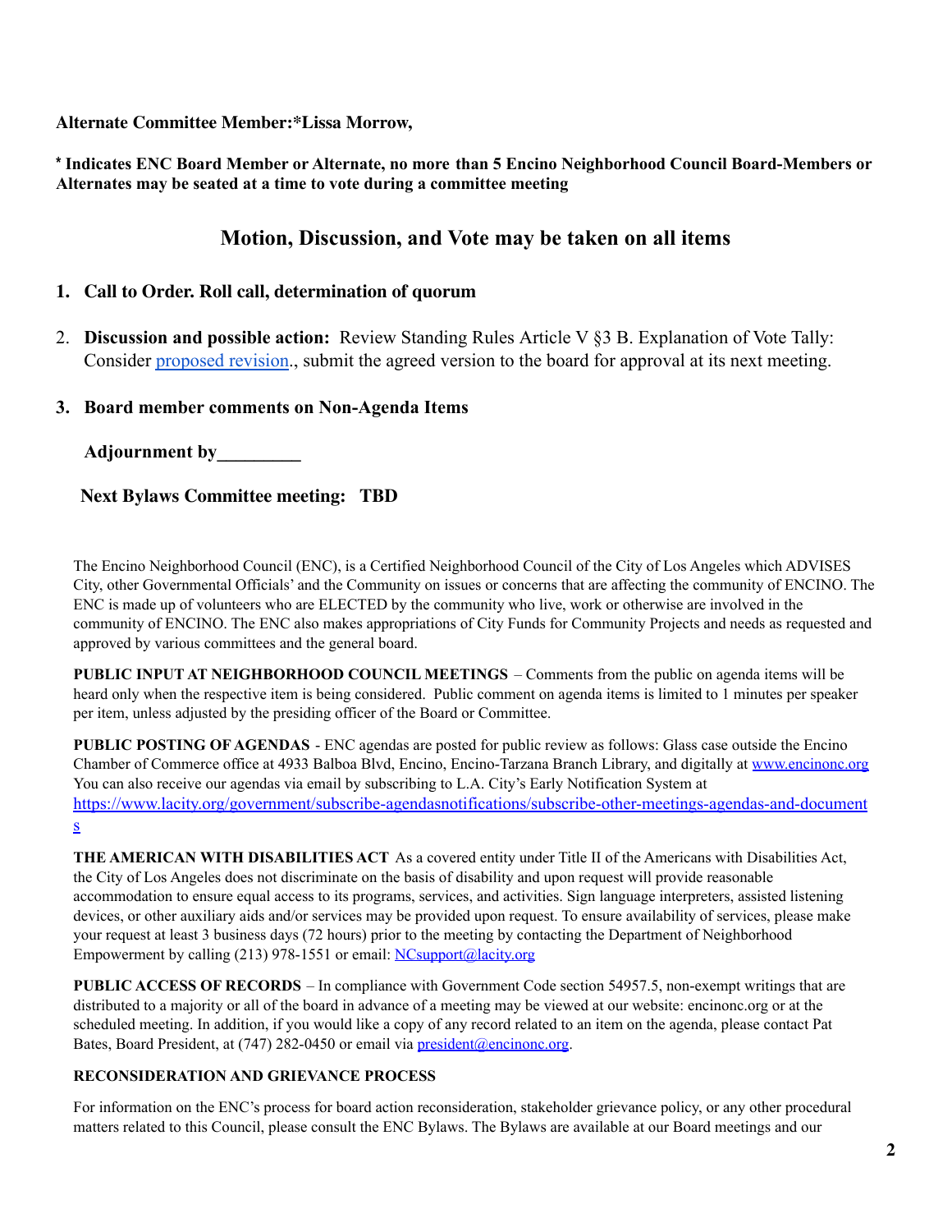**Alternate Committee Member:*Lissa Morrow,**

**\* Indicates ENC Board Member or Alternate, no more than 5 Encino Neighborhood Council Board-Members or Alternates may be seated at a time to vote during a committee meeting**

## Motion, Discussion, and Vote may be taken on all items

1. **Call to Order. Roll call, determination of quorum**

2. **Discussion and possible action:** Review Standing Rules Article V §3 B. Explanation of Vote Tally: Consider [proposed revision](). , submit the agreed version to the board for approval at its next meeting.

3. **Board member comments on Non-Agenda Items**

**Adjournment by_________**

**Next Bylaws Committee meeting: TBD**

The Encino Neighborhood Council (ENC), is a Certified Neighborhood Council of the City of Los Angeles which ADVISES City, other Governmental Officials' and the Community on issues or concerns that are affecting the community of ENCINO. The ENC is made up of volunteers who are ELECTED by the community who live, work or otherwise are involved in the community of ENCINO. The ENC also makes appropriations of City Funds for Community Projects and needs as requested and approved by various committees and the general board.

**PUBLIC INPUT AT NEIGHBORHOOD COUNCIL MEETINGS** – Comments from the public on agenda items will be heard only when the respective item is being considered. Public comment on agenda items is limited to 1 minutes per speaker per item, unless adjusted by the presiding officer of the Board or Committee.

**PUBLIC POSTING OF AGENDAS** - ENC agendas are posted for public review as follows: Glass case outside the Encino Chamber of Commerce office at 4933 Balboa Blvd, Encino, Encino-Tarzana Branch Library, and digitally at [www.encinonc.org](www.encinonc.org) You can also receive our agendas via email by subscribing to L.A. City's Early Notification System at [https://www.lacity.org/government/subscribe-agendasnotifications/subscribe-other-meetings-agendas-and-documents](https://www.lacity.org/government/subscribe-agendasnotifications/subscribe-other-meetings-agendas-and-documents)

**THE AMERICAN WITH DISABILITIES ACT** As a covered entity under Title II of the Americans with Disabilities Act, the City of Los Angeles does not discriminate on the basis of disability and upon request will provide reasonable accommodation to ensure equal access to its programs, services, and activities. Sign language interpreters, assisted listening devices, or other auxiliary aids and/or services may be provided upon request. To ensure availability of services, please make your request at least 3 business days (72 hours) prior to the meeting by contacting the Department of Neighborhood Empowerment by calling (213) 978-1551 or email: [NCsupport@lacity.org](mailto:NCsupport@lacity.org)

**PUBLIC ACCESS OF RECORDS** – In compliance with Government Code section 54957.5, non-exempt writings that are distributed to a majority or all of the board in advance of a meeting may be viewed at our website: encinonc.org or at the scheduled meeting. In addition, if you would like a copy of any record related to an item on the agenda, please contact Pat Bates, Board President, at (747) 282-0450 or email via [president@encinonc.org](mailto:president@encinonc.org).

**RECONSIDERATION AND GRIEVANCE PROCESS**

For information on the ENC's process for board action reconsideration, stakeholder grievance policy, or any other procedural matters related to this Council, please consult the ENC Bylaws. The Bylaws are available at our Board meetings and our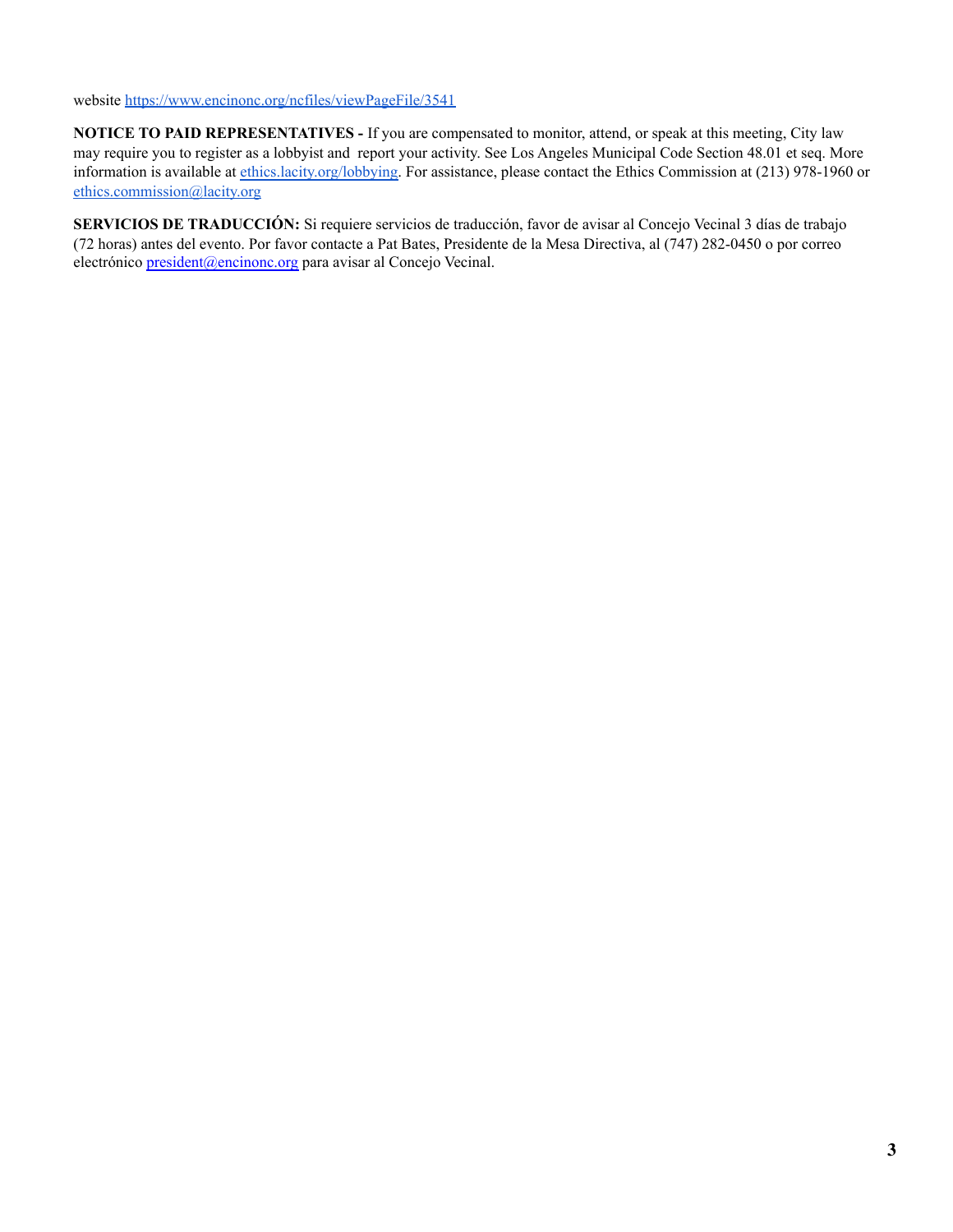website https://www.encinonc.org/ncfiles/viewPageFile/3541

**NOTICE TO PAID REPRESENTATIVES -** If you are compensated to monitor, attend, or speak at this meeting, City law may require you to register as a lobbyist and report your activity. See Los Angeles Municipal Code Section 48.01 et seq. More information is available at ethics.lacity.org/lobbying. For assistance, please contact the Ethics Commission at (213) 978-1960 or ethics.commission@lacity.org

**SERVICIOS DE TRADUCCIÓN:** Si requiere servicios de traducción, favor de avisar al Concejo Vecinal 3 días de trabajo (72 horas) antes del evento. Por favor contacte a Pat Bates, Presidente de la Mesa Directiva, al (747) 282-0450 o por correo electrónico president@encinonc.org para avisar al Concejo Vecinal.